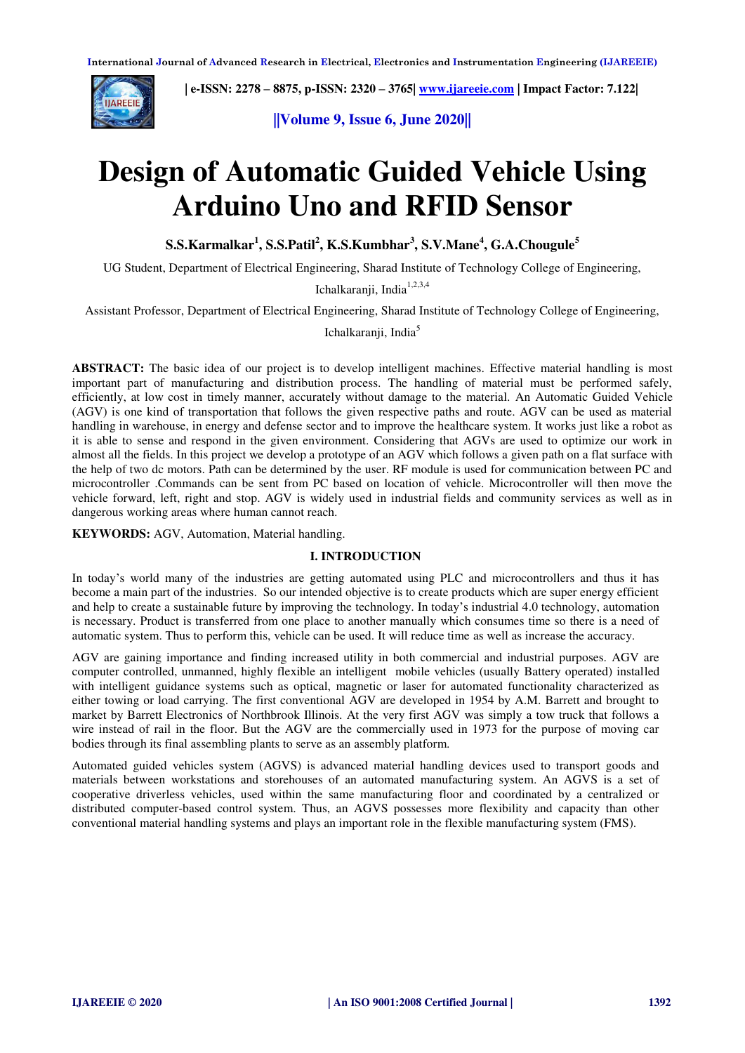# Design of Automatic Guided Vehicle Using Arduino Uno and RFID Sensor

**S.S.Karmalkar[1], S.S.Patil[2], K.S.Kumbhar[3], S.V.Mane[4], G.A.Chougule[5]**

UG Student, Department of Electrical Engineering, Sharad Institute of Technology College of Engineering, Ichalkaranji, India[1,2,3,4]

Assistant Professor, Department of Electrical Engineering, Sharad Institute of Technology College of Engineering, Ichalkaranji, India[5]

**ABSTRACT:** The basic idea of our project is to develop intelligent machines. Effective material handling is most important part of manufacturing and distribution process. The handling of material must be performed safely, efficiently, at low cost in timely manner, accurately without damage to the material. An Automatic Guided Vehicle (AGV) is one kind of transportation that follows the given respective paths and route. AGV can be used as material handling in warehouse, in energy and defense sector and to improve the healthcare system. It works just like a robot as it is able to sense and respond in the given environment. Considering that AGVs are used to optimize our work in almost all the fields. In this project we develop a prototype of an AGV which follows a given path on a flat surface with the help of two dc motors. Path can be determined by the user. RF module is used for communication between PC and microcontroller .Commands can be sent from PC based on location of vehicle. Microcontroller will then move the vehicle forward, left, right and stop. AGV is widely used in industrial fields and community services as well as in dangerous working areas where human cannot reach.

**KEYWORDS:** AGV, Automation, Material handling.

## I. INTRODUCTION

In today's world many of the industries are getting automated using PLC and microcontrollers and thus it has become a main part of the industries. So our intended objective is to create products which are super energy efficient and help to create a sustainable future by improving the technology. In today's industrial 4.0 technology, automation is necessary. Product is transferred from one place to another manually which consumes time so there is a need of automatic system. Thus to perform this, vehicle can be used. It will reduce time as well as increase the accuracy.

AGV are gaining importance and finding increased utility in both commercial and industrial purposes. AGV are computer controlled, unmanned, highly flexible an intelligent mobile vehicles (usually Battery operated) installed with intelligent guidance systems such as optical, magnetic or laser for automated functionality characterized as either towing or load carrying. The first conventional AGV are developed in 1954 by A.M. Barrett and brought to market by Barrett Electronics of Northbrook Illinois. At the very first AGV was simply a tow truck that follows a wire instead of rail in the floor. But the AGV are the commercially used in 1973 for the purpose of moving car bodies through its final assembling plants to serve as an assembly platform.

Automated guided vehicles system (AGVS) is advanced material handling devices used to transport goods and materials between workstations and storehouses of an automated manufacturing system. An AGVS is a set of cooperative driverless vehicles, used within the same manufacturing floor and coordinated by a centralized or distributed computer-based control system. Thus, an AGVS possesses more flexibility and capacity than other conventional material handling systems and plays an important role in the flexible manufacturing system (FMS).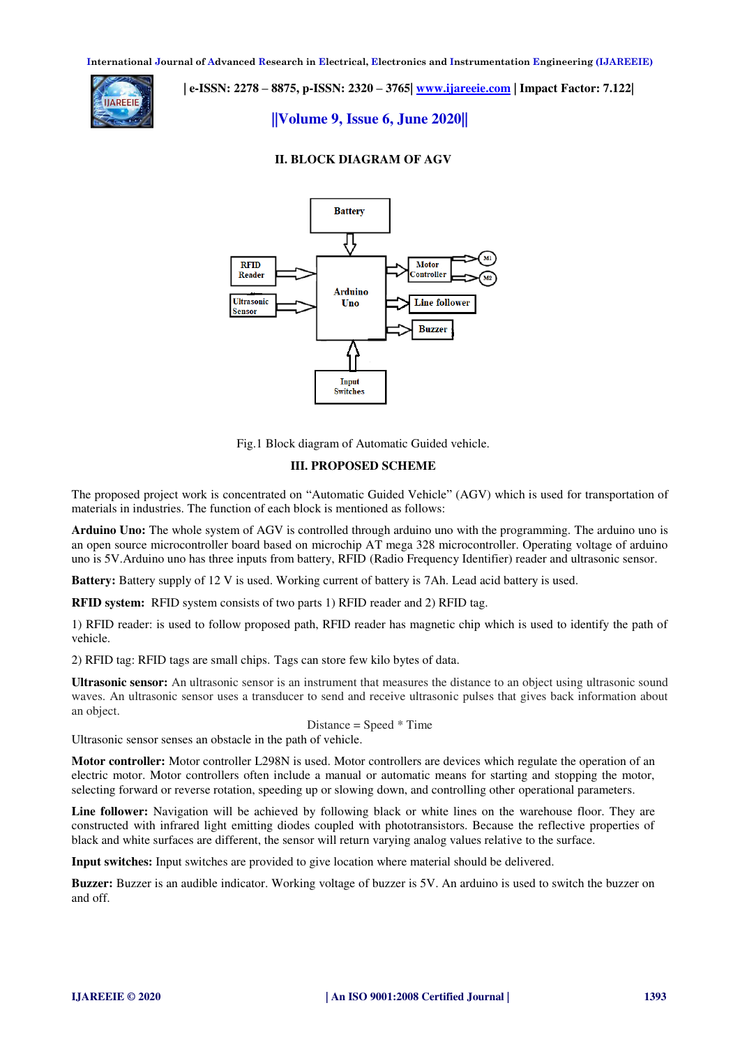## II. BLOCK DIAGRAM OF AGV

Battery

RFID Reader

Ultrasonic Sensor

Arduino Uno

Motor Controller

M1

M2

Line follower

Buzzer

Input Switches

Fig.1 Block diagram of Automatic Guided vehicle.

## III. PROPOSED SCHEME

The proposed project work is concentrated on "Automatic Guided Vehicle" (AGV) which is used for transportation of materials in industries. The function of each block is mentioned as follows:

**Arduino Uno:** The whole system of AGV is controlled through arduino uno with the programming. The arduino uno is an open source microcontroller board based on microchip AT mega 328 microcontroller. Operating voltage of arduino uno is 5V.Arduino uno has three inputs from battery, RFID (Radio Frequency Identifier) reader and ultrasonic sensor.

**Battery:** Battery supply of 12 V is used. Working current of battery is 7Ah. Lead acid battery is used.

**RFID system:** RFID system consists of two parts 1) RFID reader and 2) RFID tag.

1) RFID reader: is used to follow proposed path, RFID reader has magnetic chip which is used to identify the path of vehicle.

2) RFID tag: RFID tags are small chips. Tags can store few kilo bytes of data.

**Ultrasonic sensor:** An ultrasonic sensor is an instrument that measures the distance to an object using ultrasonic sound waves. An ultrasonic sensor uses a transducer to send and receive ultrasonic pulses that gives back information about an object.

$$\text{Distance} = \text{Speed} * \text{Time}$$

Ultrasonic sensor senses an obstacle in the path of vehicle.

**Motor controller:** Motor controller L298N is used. Motor controllers are devices which regulate the operation of an electric motor. Motor controllers often include a manual or automatic means for starting and stopping the motor, selecting forward or reverse rotation, speeding up or slowing down, and controlling other operational parameters.

**Line follower:** Navigation will be achieved by following black or white lines on the warehouse floor. They are constructed with infrared light emitting diodes coupled with phototransistors. Because the reflective properties of black and white surfaces are different, the sensor will return varying analog values relative to the surface.

**Input switches:** Input switches are provided to give location where material should be delivered.

**Buzzer:** Buzzer is an audible indicator. Working voltage of buzzer is 5V. An arduino is used to switch the buzzer on and off.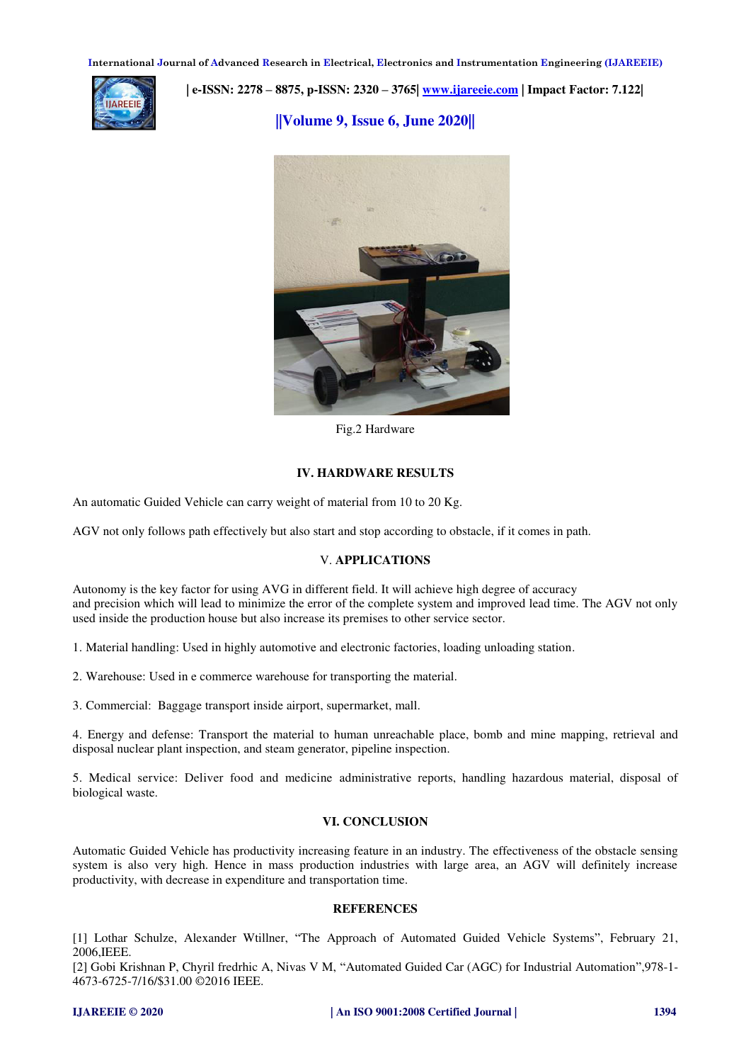Fig.2 Hardware

## IV. HARDWARE RESULTS

An automatic Guided Vehicle can carry weight of material from 10 to 20 Kg.

AGV not only follows path effectively but also start and stop according to obstacle, if it comes in path.

## V. APPLICATIONS

Autonomy is the key factor for using AVG in different field. It will achieve high degree of accuracy and precision which will lead to minimize the error of the complete system and improved lead time. The AGV not only used inside the production house but also increase its premises to other service sector.

1. Material handling: Used in highly automotive and electronic factories, loading unloading station.

2. Warehouse: Used in e commerce warehouse for transporting the material.

3. Commercial: Baggage transport inside airport, supermarket, mall.

4. Energy and defense: Transport the material to human unreachable place, bomb and mine mapping, retrieval and disposal nuclear plant inspection, and steam generator, pipeline inspection.

5. Medical service: Deliver food and medicine administrative reports, handling hazardous material, disposal of biological waste.

## VI. CONCLUSION

Automatic Guided Vehicle has productivity increasing feature in an industry. The effectiveness of the obstacle sensing system is also very high. Hence in mass production industries with large area, an AGV will definitely increase productivity, with decrease in expenditure and transportation time.

## REFERENCES

[1] Lothar Schulze, Alexander Wtillner, "The Approach of Automated Guided Vehicle Systems", February 21, 2006,IEEE.
[2] Gobi Krishnan P, Chyril fredrhic A, Nivas V M, "Automated Guided Car (AGC) for Industrial Automation",978-1-4673-6725-7/16/$31.00 ©2016 IEEE.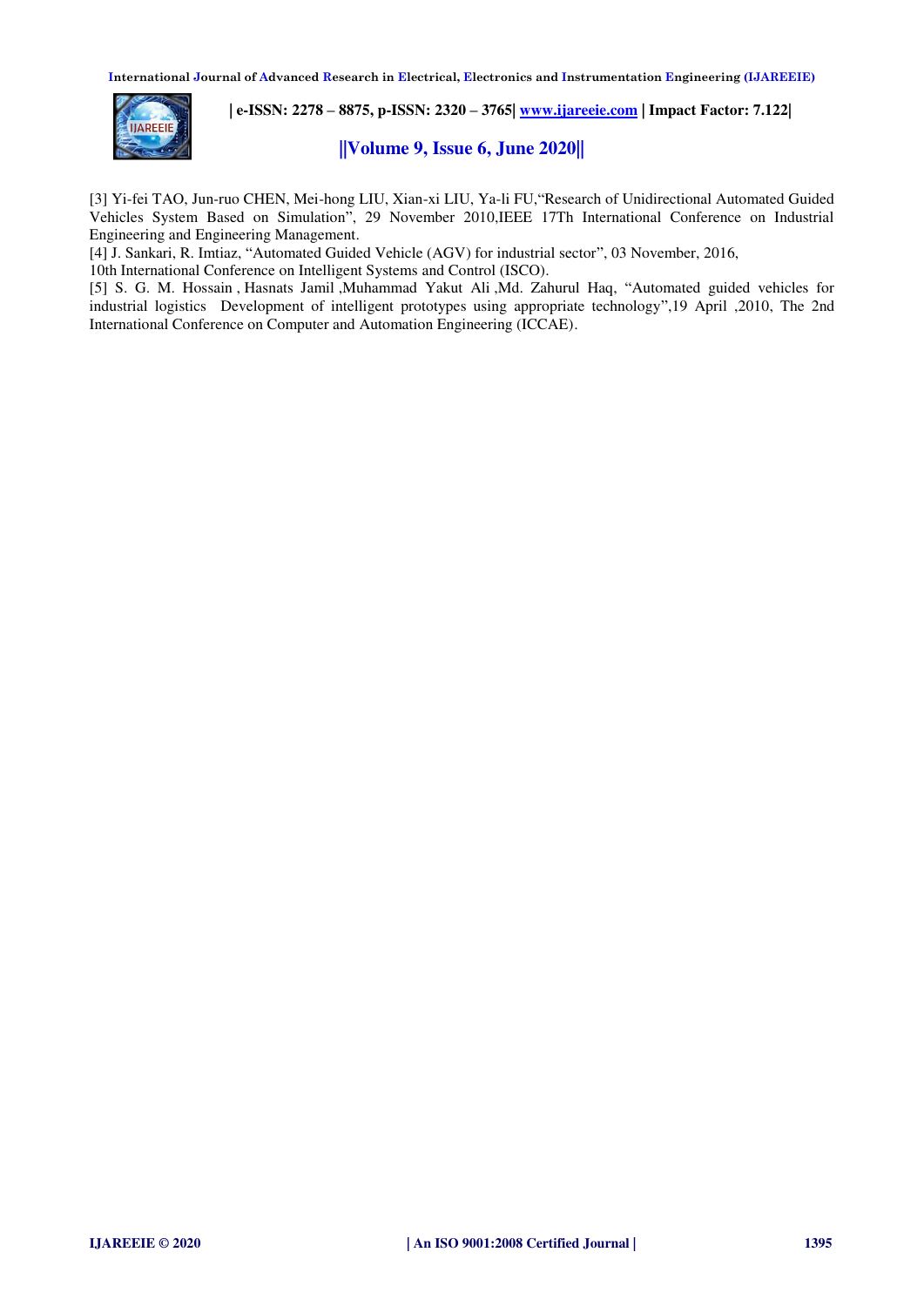[3] Yi-fei TAO, Jun-ruo CHEN, Mei-hong LIU, Xian-xi LIU, Ya-li FU,"Research of Unidirectional Automated Guided Vehicles System Based on Simulation", 29 November 2010,IEEE 17Th International Conference on Industrial Engineering and Engineering Management.

[4] J. Sankari, R. Imtiaz, "Automated Guided Vehicle (AGV) for industrial sector", 03 November, 2016, 10th International Conference on Intelligent Systems and Control (ISCO).

[5] S. G. M. Hossain , Hasnats Jamil ,Muhammad Yakut Ali ,Md. Zahurul Haq, "Automated guided vehicles for industrial logistics Development of intelligent prototypes using appropriate technology",19 April ,2010, The 2nd International Conference on Computer and Automation Engineering (ICCAE).